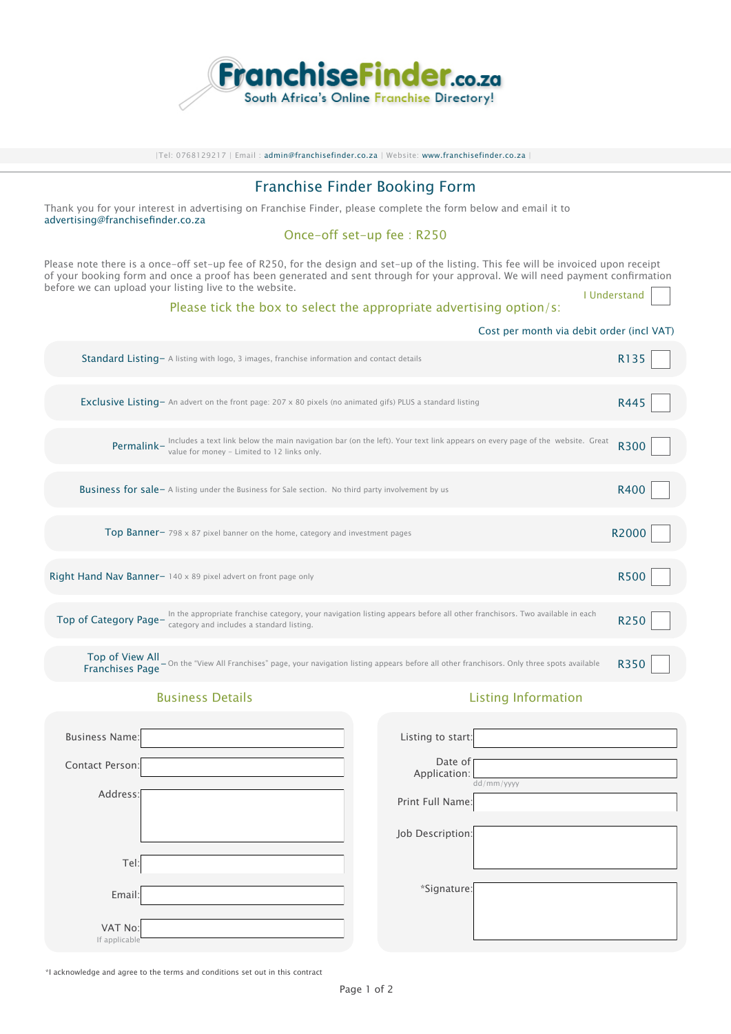**FranchiseFinder.co.za**
South Africa's Online Franchise Directory!

|Tel: 0768129217 | Email : admin@franchisefinder.co.za | Website: www.franchisefinder.co.za |

# Franchise Finder Booking Form

Thank you for your interest in advertising on Franchise Finder, please complete the form below and email it to advertising@franchisefinder.co.za

## Once-off set-up fee : R250

Please note there is a once-off set-up fee of R250, for the design and set-up of the listing. This fee will be invoiced upon receipt of your booking form and once a proof has been generated and sent through for your approval. We will need payment confirmation before we can upload your listing live to the website.

I Understand ☐

## Please tick the box to select the appropriate advertising option/s:

| Option | Description | Cost per month via debit order (incl VAT) | |
|---|---|---|---|
| Standard Listing | A listing with logo, 3 images, franchise information and contact details | R135 | ☐ |
| Exclusive Listing | An advert on the front page: 207 x 80 pixels (no animated gifs) PLUS a standard listing | R445 | ☐ |
| Permalink | Includes a text link below the main navigation bar (on the left). Your text link appears on every page of the website. Great value for money - Limited to 12 links only. | R300 | ☐ |
| Business for sale | A listing under the Business for Sale section. No third party involvement by us | R400 | ☐ |
| Top Banner | 798 x 87 pixel banner on the home, category and investment pages | R2000 | ☐ |
| Right Hand Nav Banner | 140 x 89 pixel advert on front page only | R500 | ☐ |
| Top of Category Page | In the appropriate franchise category, your navigation listing appears before all other franchisors. Two available in each category and includes a standard listing. | R250 | ☐ |
| Top of View All Franchises Page | On the "View All Franchises" page, your navigation listing appears before all other franchisors. Only three spots available | R350 | ☐ |

## Business Details

Business Name: ______

Contact Person: ______

Address: ______

Tel: ______

Email: ______

VAT No: ______
If applicable

## Listing Information

Listing to start: ______

Date of Application: ______
dd/mm/yyyy

Print Full Name: ______

Job Description: ______

*Signature: ______

*I acknowledge and agree to the terms and conditions set out in this contract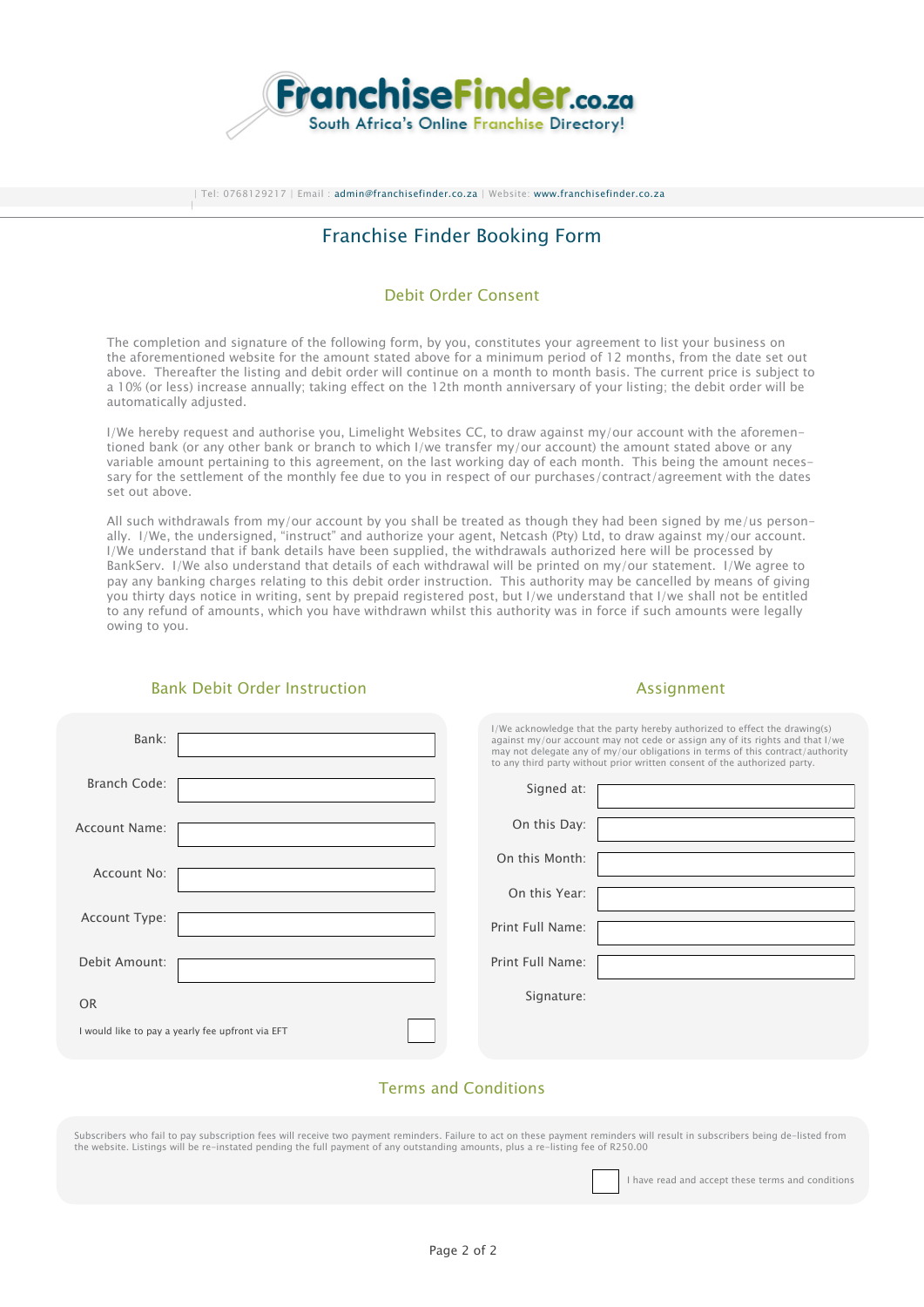FranchiseFinder.co.za
South Africa's Online Franchise Directory!

| Tel: 0768129217 | Email : admin@franchisefinder.co.za | Website: www.franchisefinder.co.za

# Franchise Finder Booking Form

## Debit Order Consent

The completion and signature of the following form, by you, constitutes your agreement to list your business on the aforementioned website for the amount stated above for a minimum period of 12 months, from the date set out above. Thereafter the listing and debit order will continue on a month to month basis. The current price is subject to a 10% (or less) increase annually; taking effect on the 12th month anniversary of your listing; the debit order will be automatically adjusted.

I/We hereby request and authorise you, Limelight Websites CC, to draw against my/our account with the aforementioned bank (or any other bank or branch to which I/we transfer my/our account) the amount stated above or any variable amount pertaining to this agreement, on the last working day of each month. This being the amount necessary for the settlement of the monthly fee due to you in respect of our purchases/contract/agreement with the dates set out above.

All such withdrawals from my/our account by you shall be treated as though they had been signed by me/us personally. I/We, the undersigned, "instruct" and authorize your agent, Netcash (Pty) Ltd, to draw against my/our account. I/We understand that if bank details have been supplied, the withdrawals authorized here will be processed by BankServ. I/We also understand that details of each withdrawal will be printed on my/our statement. I/We agree to pay any banking charges relating to this debit order instruction. This authority may be cancelled by means of giving you thirty days notice in writing, sent by prepaid registered post, but I/we understand that I/we shall not be entitled to any refund of amounts, which you have withdrawn whilst this authority was in force if such amounts were legally owing to you.

## Bank Debit Order Instruction

Bank:

Branch Code:

Account Name:

Account No:

Account Type:

Debit Amount:

OR

I would like to pay a yearly fee upfront via EFT ☐

## Assignment

I/We acknowledge that the party hereby authorized to effect the drawing(s) against my/our account may not cede or assign any of its rights and that I/we may not delegate any of my/our obligations in terms of this contract/authority to any third party without prior written consent of the authorized party.

Signed at:

On this Day:

On this Month:

On this Year:

Print Full Name:

Print Full Name:

Signature:

## Terms and Conditions

Subscribers who fail to pay subscription fees will receive two payment reminders. Failure to act on these payment reminders will result in subscribers being de-listed from the website. Listings will be re-instated pending the full payment of any outstanding amounts, plus a re-listing fee of R250.00

☐ I have read and accept these terms and conditions